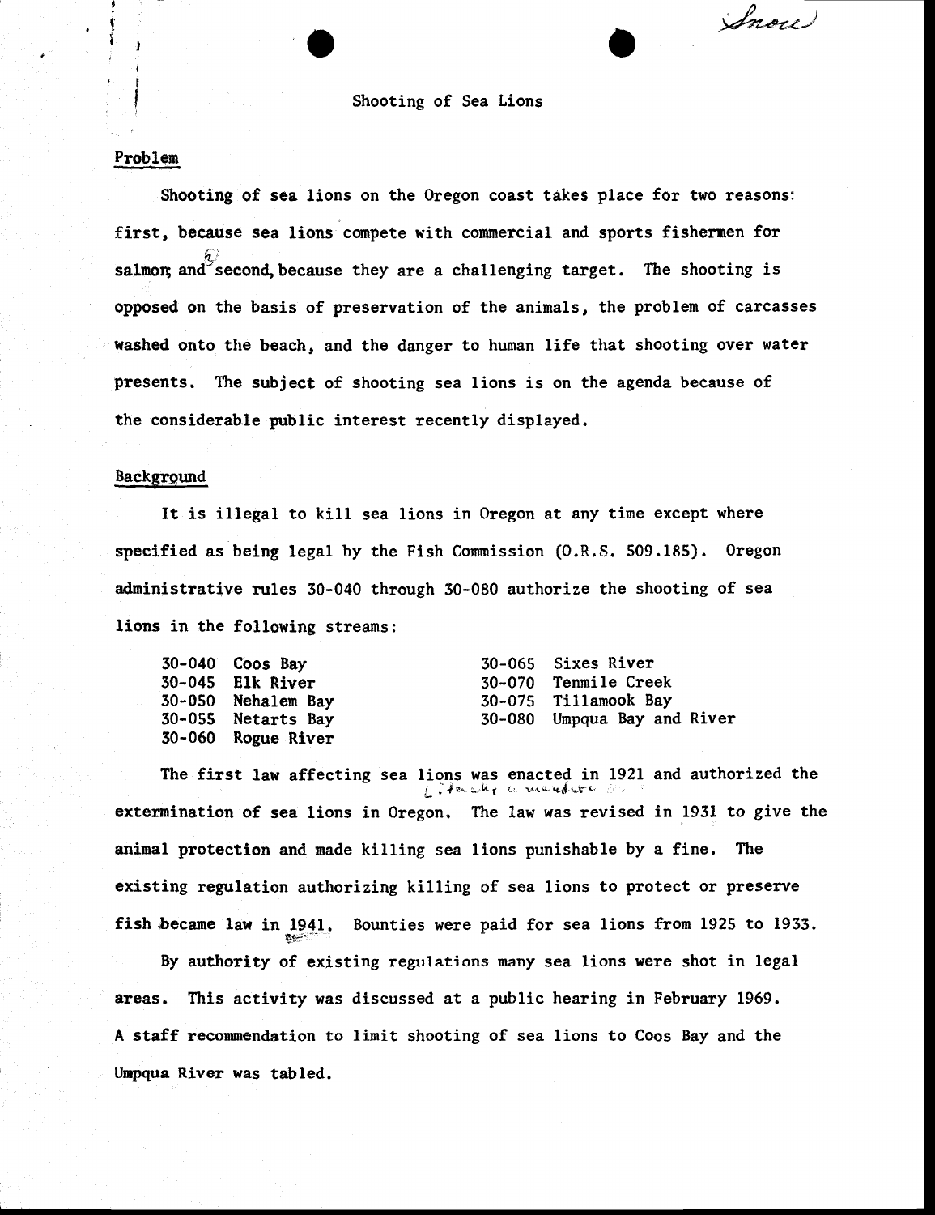Snow

# Shooting of Sea Lions

## Problem

Shooting of sea lions on the Oregon coast takes place for two reasons: first, because sea lions compete with commercial and sports fishermen for salmon; and second, because they are a challenging target. The shooting is opposed on the basis of preservation of the animals, the problem of carcasses washed onto the beach, and the danger to human life that shooting over water presents. The subject of shooting sea lions is on the agenda because of the considerable public interest recently displayed.

## Background

It is illegal to kill sea lions in Oregon at any time except where specified as being legal by the Fish Commission (O.R.S. 509.185). Oregon administrative rules 30-040 through 30-080 authorize the shooting of sea lions in the following streams:

| | | | |
|---|---|---|---|
| 30-040 | Coos Bay | 30-065 | Sixes River |
| 30-045 | Elk River | 30-070 | Tenmile Creek |
| 30-050 | Nehalem Bay | 30-075 | Tillamook Bay |
| 30-055 | Netarts Bay | 30-080 | Umpqua Bay and River |
| 30-060 | Rogue River | | |

The first law affecting sea lions was enacted in 1921 and authorized the extermination of sea lions in Oregon. The law was revised in 1931 to give the animal protection and made killing sea lions punishable by a fine. The existing regulation authorizing killing of sea lions to protect or preserve fish became law in 1941. Bounties were paid for sea lions from 1925 to 1933.

By authority of existing regulations many sea lions were shot in legal areas. This activity was discussed at a public hearing in February 1969. A staff recommendation to limit shooting of sea lions to Coos Bay and the Umpqua River was tabled.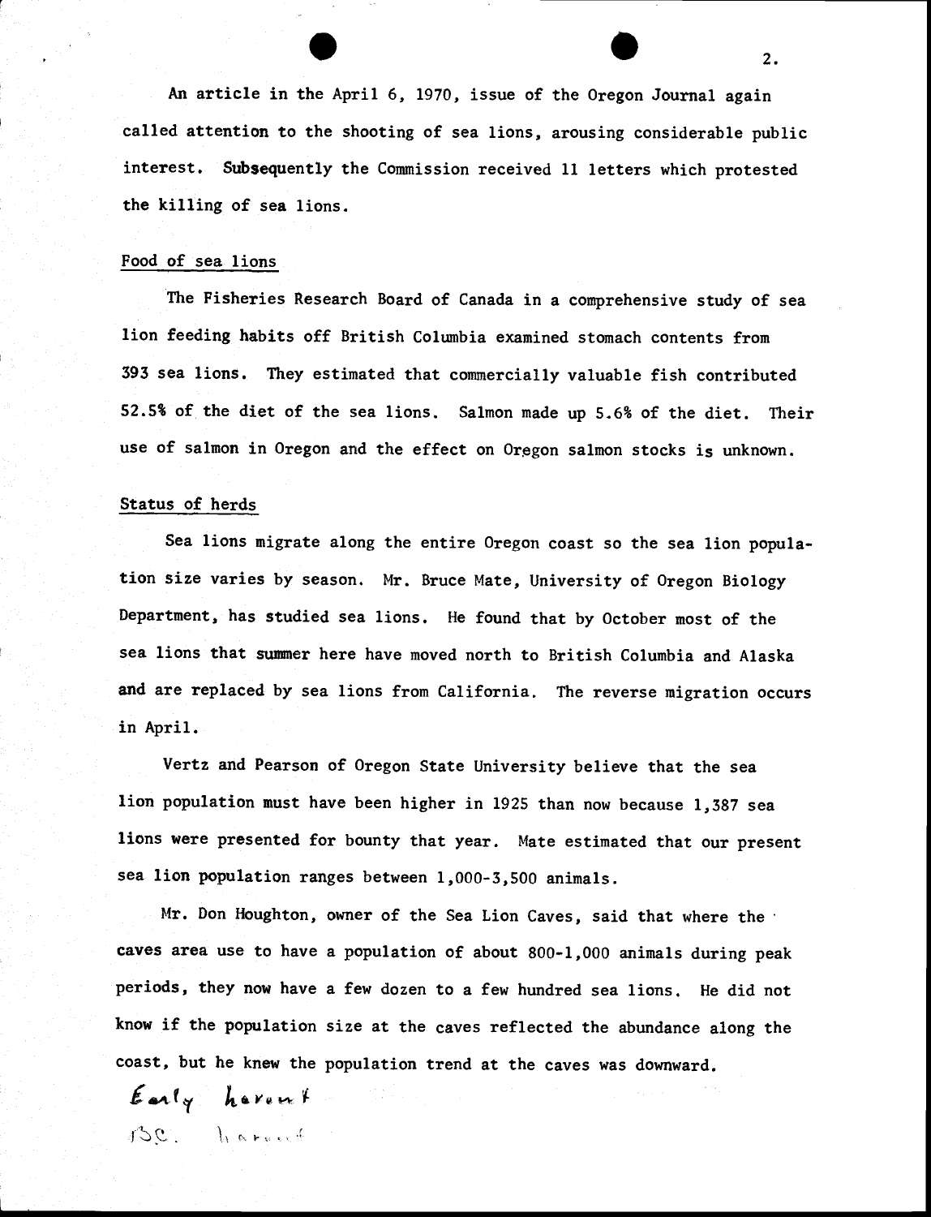An article in the April 6, 1970, issue of the Oregon Journal again called attention to the shooting of sea lions, arousing considerable public interest. Subsequently the Commission received 11 letters which protested the killing of sea lions.

## Food of sea lions

The Fisheries Research Board of Canada in a comprehensive study of sea lion feeding habits off British Columbia examined stomach contents from 393 sea lions. They estimated that commercially valuable fish contributed 52.5% of the diet of the sea lions. Salmon made up 5.6% of the diet. Their use of salmon in Oregon and the effect on Oregon salmon stocks is unknown.

## Status of herds

Sea lions migrate along the entire Oregon coast so the sea lion population size varies by season. Mr. Bruce Mate, University of Oregon Biology Department, has studied sea lions. He found that by October most of the sea lions that summer here have moved north to British Columbia and Alaska and are replaced by sea lions from California. The reverse migration occurs in April.

Vertz and Pearson of Oregon State University believe that the sea lion population must have been higher in 1925 than now because 1,387 sea lions were presented for bounty that year. Mate estimated that our present sea lion population ranges between 1,000-3,500 animals.

Mr. Don Houghton, owner of the Sea Lion Caves, said that where the caves area use to have a population of about 800-1,000 animals during peak periods, they now have a few dozen to a few hundred sea lions. He did not know if the population size at the caves reflected the abundance along the coast, but he knew the population trend at the caves was downward.

*Early harvest*

*B.C. harvest*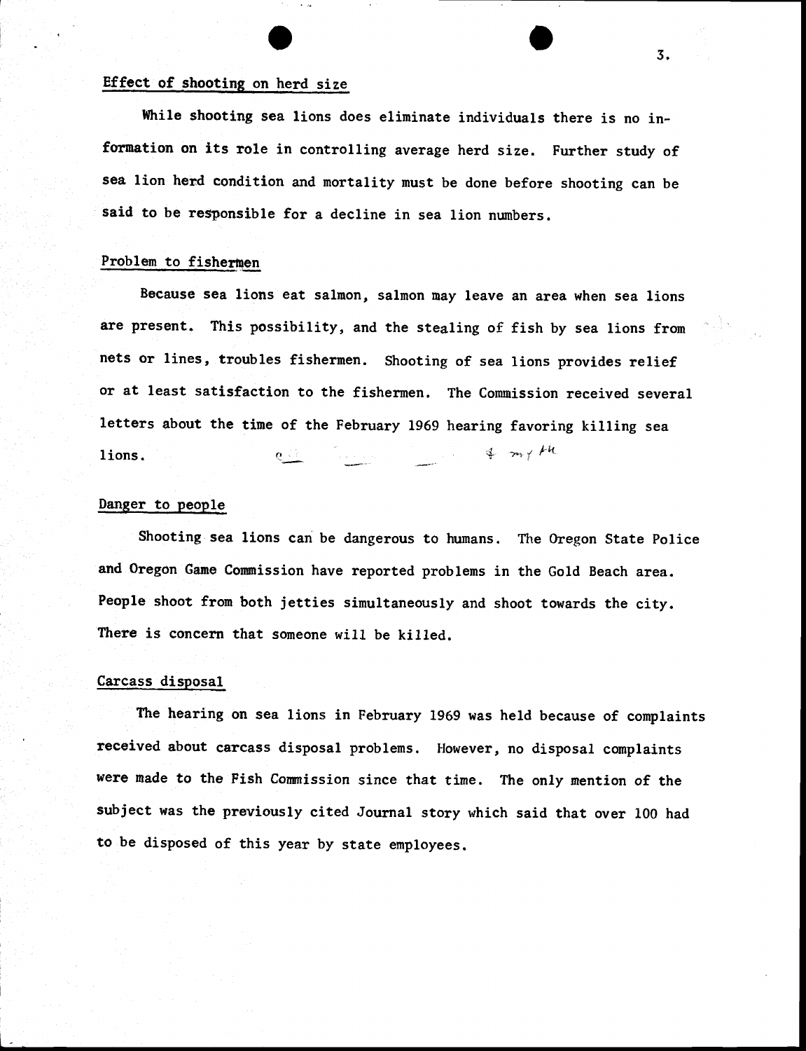## Effect of shooting on herd size

While shooting sea lions does eliminate individuals there is no information on its role in controlling average herd size. Further study of sea lion herd condition and mortality must be done before shooting can be said to be responsible for a decline in sea lion numbers.

## Problem to fishermen

Because sea lions eat salmon, salmon may leave an area when sea lions are present. This possibility, and the stealing of fish by sea lions from nets or lines, troubles fishermen. Shooting of sea lions provides relief or at least satisfaction to the fishermen. The Commission received several letters about the time of the February 1969 hearing favoring killing sea lions.

## Danger to people

Shooting sea lions can be dangerous to humans. The Oregon State Police and Oregon Game Commission have reported problems in the Gold Beach area. People shoot from both jetties simultaneously and shoot towards the city. There is concern that someone will be killed.

## Carcass disposal

The hearing on sea lions in February 1969 was held because of complaints received about carcass disposal problems. However, no disposal complaints were made to the Fish Commission since that time. The only mention of the subject was the previously cited Journal story which said that over 100 had to be disposed of this year by state employees.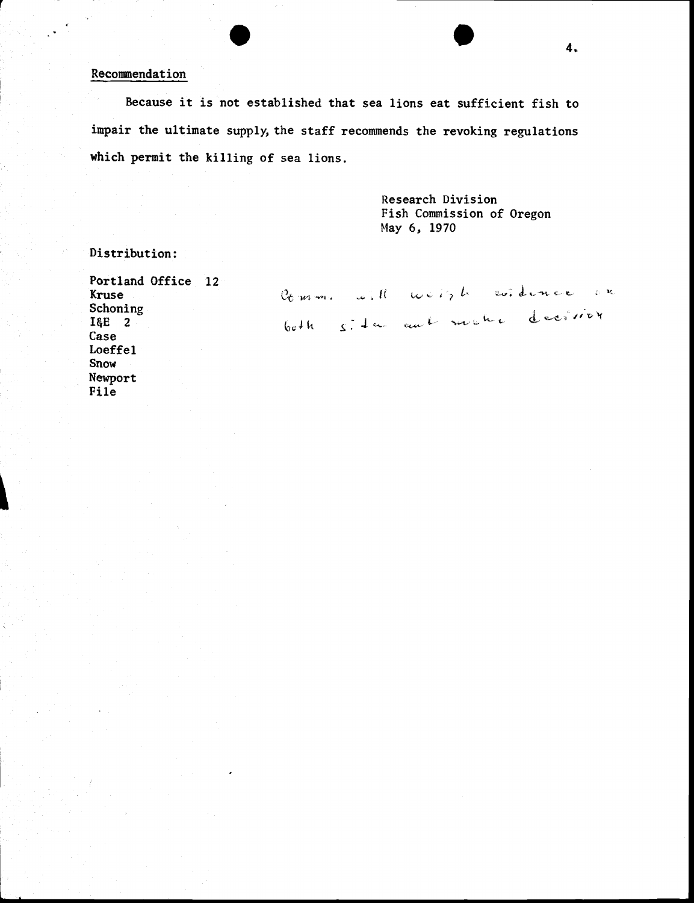## Recommendation

Because it is not established that sea lions eat sufficient fish to impair the ultimate supply, the staff recommends the revoking regulations which permit the killing of sea lions.

Research Division
Fish Commission of Oregon
May 6, 1970

Distribution:

Portland Office 12
Kruse
Schoning
I&E 2
Case
Loeffel
Snow
Newport
File

Comm. will weigh evidence on both sides and make decision